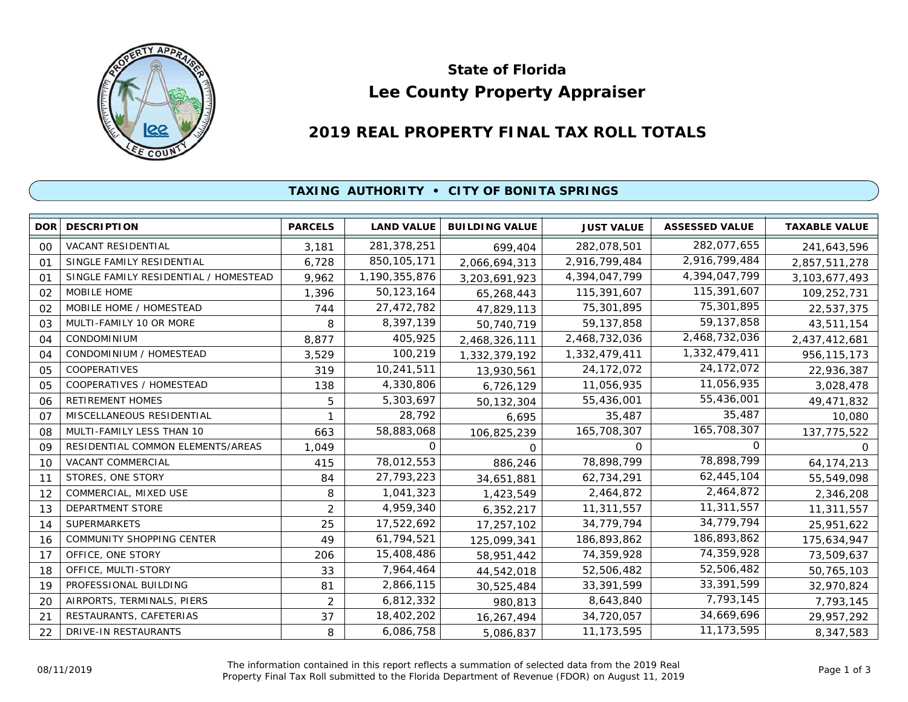# State of Florida

# Lee County Property Appraiser

## 2019 REAL PROPERTY FINAL TAX ROLL TOTALS

### TAXING AUTHORITY • CITY OF BONITA SPRINGS

| DOR | DESCRIPTION | PARCELS | LAND VALUE | BUILDING VALUE | JUST VALUE | ASSESSED VALUE | TAXABLE VALUE |
|---|---|---|---|---|---|---|---|
| 00 | VACANT RESIDENTIAL | 3,181 | 281,378,251 | 699,404 | 282,078,501 | 282,077,655 | 241,643,596 |
| 01 | SINGLE FAMILY RESIDENTIAL | 6,728 | 850,105,171 | 2,066,694,313 | 2,916,799,484 | 2,916,799,484 | 2,857,511,278 |
| 01 | SINGLE FAMILY RESIDENTIAL / HOMESTEAD | 9,962 | 1,190,355,876 | 3,203,691,923 | 4,394,047,799 | 4,394,047,799 | 3,103,677,493 |
| 02 | MOBILE HOME | 1,396 | 50,123,164 | 65,268,443 | 115,391,607 | 115,391,607 | 109,252,731 |
| 02 | MOBILE HOME / HOMESTEAD | 744 | 27,472,782 | 47,829,113 | 75,301,895 | 75,301,895 | 22,537,375 |
| 03 | MULTI-FAMILY 10 OR MORE | 8 | 8,397,139 | 50,740,719 | 59,137,858 | 59,137,858 | 43,511,154 |
| 04 | CONDOMINIUM | 8,877 | 405,925 | 2,468,326,111 | 2,468,732,036 | 2,468,732,036 | 2,437,412,681 |
| 04 | CONDOMINIUM / HOMESTEAD | 3,529 | 100,219 | 1,332,379,192 | 1,332,479,411 | 1,332,479,411 | 956,115,173 |
| 05 | COOPERATIVES | 319 | 10,241,511 | 13,930,561 | 24,172,072 | 24,172,072 | 22,936,387 |
| 05 | COOPERATIVES / HOMESTEAD | 138 | 4,330,806 | 6,726,129 | 11,056,935 | 11,056,935 | 3,028,478 |
| 06 | RETIREMENT HOMES | 5 | 5,303,697 | 50,132,304 | 55,436,001 | 55,436,001 | 49,471,832 |
| 07 | MISCELLANEOUS RESIDENTIAL | 1 | 28,792 | 6,695 | 35,487 | 35,487 | 10,080 |
| 08 | MULTI-FAMILY LESS THAN 10 | 663 | 58,883,068 | 106,825,239 | 165,708,307 | 165,708,307 | 137,775,522 |
| 09 | RESIDENTIAL COMMON ELEMENTS/AREAS | 1,049 | 0 | 0 | 0 | 0 | 0 |
| 10 | VACANT COMMERCIAL | 415 | 78,012,553 | 886,246 | 78,898,799 | 78,898,799 | 64,174,213 |
| 11 | STORES, ONE STORY | 84 | 27,793,223 | 34,651,881 | 62,734,291 | 62,445,104 | 55,549,098 |
| 12 | COMMERCIAL, MIXED USE | 8 | 1,041,323 | 1,423,549 | 2,464,872 | 2,464,872 | 2,346,208 |
| 13 | DEPARTMENT STORE | 2 | 4,959,340 | 6,352,217 | 11,311,557 | 11,311,557 | 11,311,557 |
| 14 | SUPERMARKETS | 25 | 17,522,692 | 17,257,102 | 34,779,794 | 34,779,794 | 25,951,622 |
| 16 | COMMUNITY SHOPPING CENTER | 49 | 61,794,521 | 125,099,341 | 186,893,862 | 186,893,862 | 175,634,947 |
| 17 | OFFICE, ONE STORY | 206 | 15,408,486 | 58,951,442 | 74,359,928 | 74,359,928 | 73,509,637 |
| 18 | OFFICE, MULTI-STORY | 33 | 7,964,464 | 44,542,018 | 52,506,482 | 52,506,482 | 50,765,103 |
| 19 | PROFESSIONAL BUILDING | 81 | 2,866,115 | 30,525,484 | 33,391,599 | 33,391,599 | 32,970,824 |
| 20 | AIRPORTS, TERMINALS, PIERS | 2 | 6,812,332 | 980,813 | 8,643,840 | 7,793,145 | 7,793,145 |
| 21 | RESTAURANTS, CAFETERIAS | 37 | 18,402,202 | 16,267,494 | 34,720,057 | 34,669,696 | 29,957,292 |
| 22 | DRIVE-IN RESTAURANTS | 8 | 6,086,758 | 5,086,837 | 11,173,595 | 11,173,595 | 8,347,583 |

08/11/2019

The information contained in this report reflects a summation of selected data from the 2019 Real Property Final Tax Roll submitted to the Florida Department of Revenue (FDOR) on August 11, 2019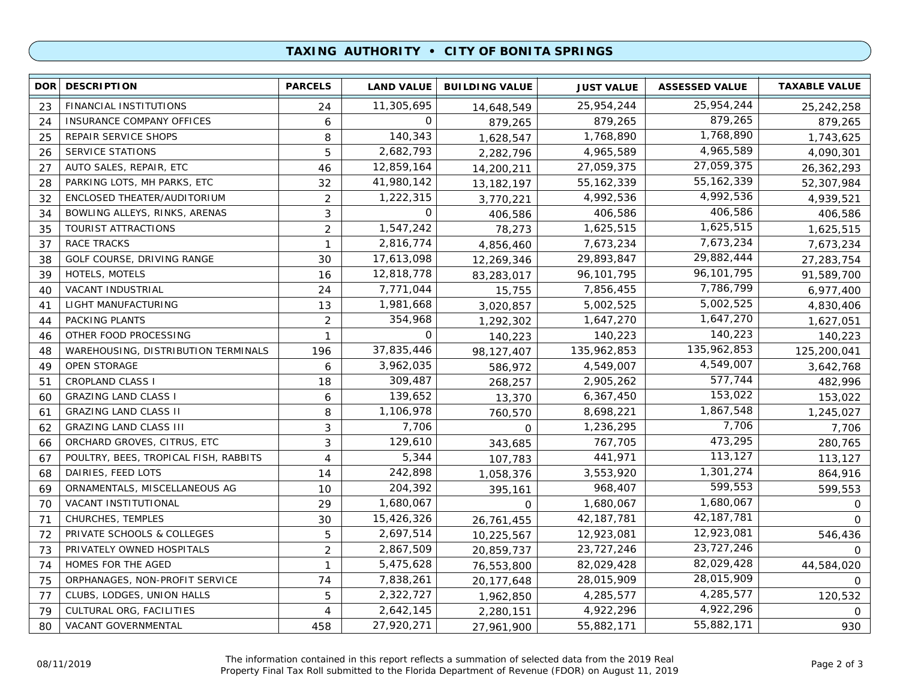# TAXING AUTHORITY • CITY OF BONITA SPRINGS

| DOR | DESCRIPTION | PARCELS | LAND VALUE | BUILDING VALUE | JUST VALUE | ASSESSED VALUE | TAXABLE VALUE |
|---|---|---|---|---|---|---|---|
| 23 | FINANCIAL INSTITUTIONS | 24 | 11,305,695 | 14,648,549 | 25,954,244 | 25,954,244 | 25,242,258 |
| 24 | INSURANCE COMPANY OFFICES | 6 | 0 | 879,265 | 879,265 | 879,265 | 879,265 |
| 25 | REPAIR SERVICE SHOPS | 8 | 140,343 | 1,628,547 | 1,768,890 | 1,768,890 | 1,743,625 |
| 26 | SERVICE STATIONS | 5 | 2,682,793 | 2,282,796 | 4,965,589 | 4,965,589 | 4,090,301 |
| 27 | AUTO SALES, REPAIR, ETC | 46 | 12,859,164 | 14,200,211 | 27,059,375 | 27,059,375 | 26,362,293 |
| 28 | PARKING LOTS, MH PARKS, ETC | 32 | 41,980,142 | 13,182,197 | 55,162,339 | 55,162,339 | 52,307,984 |
| 32 | ENCLOSED THEATER/AUDITORIUM | 2 | 1,222,315 | 3,770,221 | 4,992,536 | 4,992,536 | 4,939,521 |
| 34 | BOWLING ALLEYS, RINKS, ARENAS | 3 | 0 | 406,586 | 406,586 | 406,586 | 406,586 |
| 35 | TOURIST ATTRACTIONS | 2 | 1,547,242 | 78,273 | 1,625,515 | 1,625,515 | 1,625,515 |
| 37 | RACE TRACKS | 1 | 2,816,774 | 4,856,460 | 7,673,234 | 7,673,234 | 7,673,234 |
| 38 | GOLF COURSE, DRIVING RANGE | 30 | 17,613,098 | 12,269,346 | 29,893,847 | 29,882,444 | 27,283,754 |
| 39 | HOTELS, MOTELS | 16 | 12,818,778 | 83,283,017 | 96,101,795 | 96,101,795 | 91,589,700 |
| 40 | VACANT INDUSTRIAL | 24 | 7,771,044 | 15,755 | 7,856,455 | 7,786,799 | 6,977,400 |
| 41 | LIGHT MANUFACTURING | 13 | 1,981,668 | 3,020,857 | 5,002,525 | 5,002,525 | 4,830,406 |
| 44 | PACKING PLANTS | 2 | 354,968 | 1,292,302 | 1,647,270 | 1,647,270 | 1,627,051 |
| 46 | OTHER FOOD PROCESSING | 1 | 0 | 140,223 | 140,223 | 140,223 | 140,223 |
| 48 | WAREHOUSING, DISTRIBUTION TERMINALS | 196 | 37,835,446 | 98,127,407 | 135,962,853 | 135,962,853 | 125,200,041 |
| 49 | OPEN STORAGE | 6 | 3,962,035 | 586,972 | 4,549,007 | 4,549,007 | 3,642,768 |
| 51 | CROPLAND CLASS I | 18 | 309,487 | 268,257 | 2,905,262 | 577,744 | 482,996 |
| 60 | GRAZING LAND CLASS I | 6 | 139,652 | 13,370 | 6,367,450 | 153,022 | 153,022 |
| 61 | GRAZING LAND CLASS II | 8 | 1,106,978 | 760,570 | 8,698,221 | 1,867,548 | 1,245,027 |
| 62 | GRAZING LAND CLASS III | 3 | 7,706 | 0 | 1,236,295 | 7,706 | 7,706 |
| 66 | ORCHARD GROVES, CITRUS, ETC | 3 | 129,610 | 343,685 | 767,705 | 473,295 | 280,765 |
| 67 | POULTRY, BEES, TROPICAL FISH, RABBITS | 4 | 5,344 | 107,783 | 441,971 | 113,127 | 113,127 |
| 68 | DAIRIES, FEED LOTS | 14 | 242,898 | 1,058,376 | 3,553,920 | 1,301,274 | 864,916 |
| 69 | ORNAMENTALS, MISCELLANEOUS AG | 10 | 204,392 | 395,161 | 968,407 | 599,553 | 599,553 |
| 70 | VACANT INSTITUTIONAL | 29 | 1,680,067 | 0 | 1,680,067 | 1,680,067 | 0 |
| 71 | CHURCHES, TEMPLES | 30 | 15,426,326 | 26,761,455 | 42,187,781 | 42,187,781 | 0 |
| 72 | PRIVATE SCHOOLS & COLLEGES | 5 | 2,697,514 | 10,225,567 | 12,923,081 | 12,923,081 | 546,436 |
| 73 | PRIVATELY OWNED HOSPITALS | 2 | 2,867,509 | 20,859,737 | 23,727,246 | 23,727,246 | 0 |
| 74 | HOMES FOR THE AGED | 1 | 5,475,628 | 76,553,800 | 82,029,428 | 82,029,428 | 44,584,020 |
| 75 | ORPHANAGES, NON-PROFIT SERVICE | 74 | 7,838,261 | 20,177,648 | 28,015,909 | 28,015,909 | 0 |
| 77 | CLUBS, LODGES, UNION HALLS | 5 | 2,322,727 | 1,962,850 | 4,285,577 | 4,285,577 | 120,532 |
| 79 | CULTURAL ORG, FACILITIES | 4 | 2,642,145 | 2,280,151 | 4,922,296 | 4,922,296 | 0 |
| 80 | VACANT GOVERNMENTAL | 458 | 27,920,271 | 27,961,900 | 55,882,171 | 55,882,171 | 930 |

08/11/2019

The information contained in this report reflects a summation of selected data from the 2019 Real Property Final Tax Roll submitted to the Florida Department of Revenue (FDOR) on August 11, 2019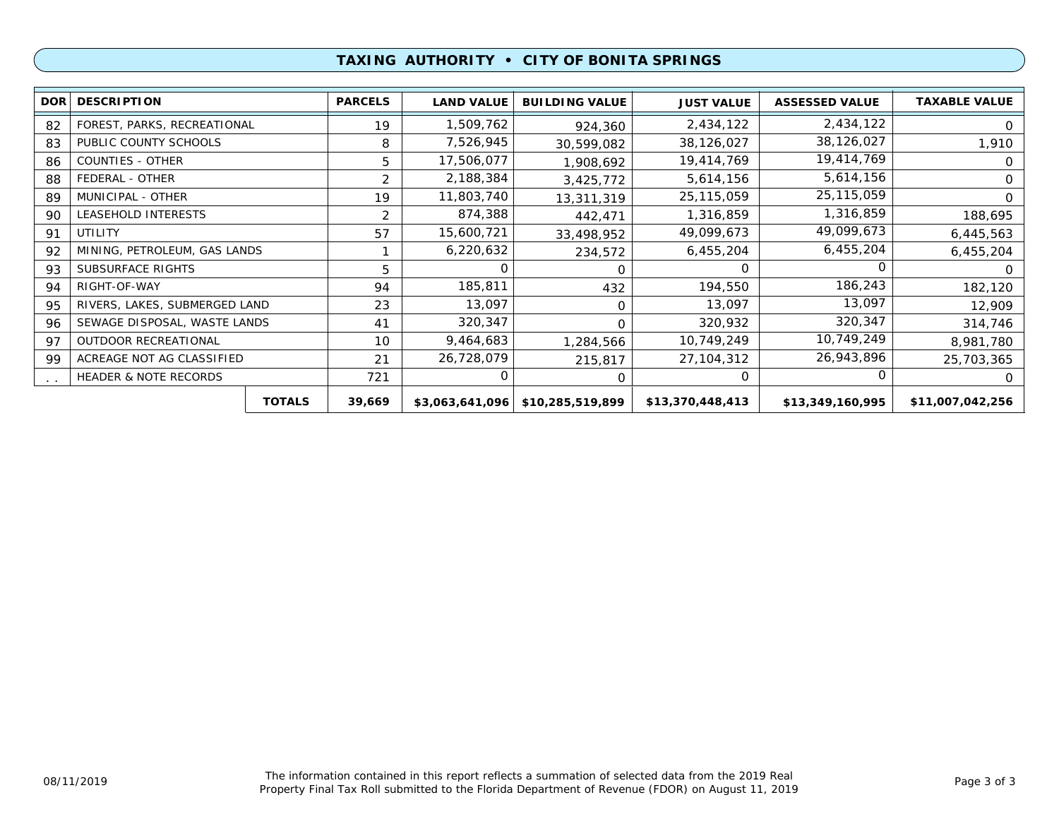## TAXING AUTHORITY • CITY OF BONITA SPRINGS

| DOR | DESCRIPTION | PARCELS | LAND VALUE | BUILDING VALUE | JUST VALUE | ASSESSED VALUE | TAXABLE VALUE |
|---|---|---|---|---|---|---|---|
| 82 | FOREST, PARKS, RECREATIONAL | 19 | 1,509,762 | 924,360 | 2,434,122 | 2,434,122 | 0 |
| 83 | PUBLIC COUNTY SCHOOLS | 8 | 7,526,945 | 30,599,082 | 38,126,027 | 38,126,027 | 1,910 |
| 86 | COUNTIES - OTHER | 5 | 17,506,077 | 1,908,692 | 19,414,769 | 19,414,769 | 0 |
| 88 | FEDERAL - OTHER | 2 | 2,188,384 | 3,425,772 | 5,614,156 | 5,614,156 | 0 |
| 89 | MUNICIPAL - OTHER | 19 | 11,803,740 | 13,311,319 | 25,115,059 | 25,115,059 | 0 |
| 90 | LEASEHOLD INTERESTS | 2 | 874,388 | 442,471 | 1,316,859 | 1,316,859 | 188,695 |
| 91 | UTILITY | 57 | 15,600,721 | 33,498,952 | 49,099,673 | 49,099,673 | 6,445,563 |
| 92 | MINING, PETROLEUM, GAS LANDS | 1 | 6,220,632 | 234,572 | 6,455,204 | 6,455,204 | 6,455,204 |
| 93 | SUBSURFACE RIGHTS | 5 | 0 | 0 | 0 | 0 | 0 |
| 94 | RIGHT-OF-WAY | 94 | 185,811 | 432 | 194,550 | 186,243 | 182,120 |
| 95 | RIVERS, LAKES, SUBMERGED LAND | 23 | 13,097 | 0 | 13,097 | 13,097 | 12,909 |
| 96 | SEWAGE DISPOSAL, WASTE LANDS | 41 | 320,347 | 0 | 320,932 | 320,347 | 314,746 |
| 97 | OUTDOOR RECREATIONAL | 10 | 9,464,683 | 1,284,566 | 10,749,249 | 10,749,249 | 8,981,780 |
| 99 | ACREAGE NOT AG CLASSIFIED | 21 | 26,728,079 | 215,817 | 27,104,312 | 26,943,896 | 25,703,365 |
| . . | HEADER & NOTE RECORDS | 721 | 0 | 0 | 0 | 0 | 0 |
| | **TOTALS** | **39,669** | **$3,063,641,096** | **$10,285,519,899** | **$13,370,448,413** | **$13,349,160,995** | **$11,007,042,256** |

08/11/2019

The information contained in this report reflects a summation of selected data from the 2019 Real Property Final Tax Roll submitted to the Florida Department of Revenue (FDOR) on August 11, 2019